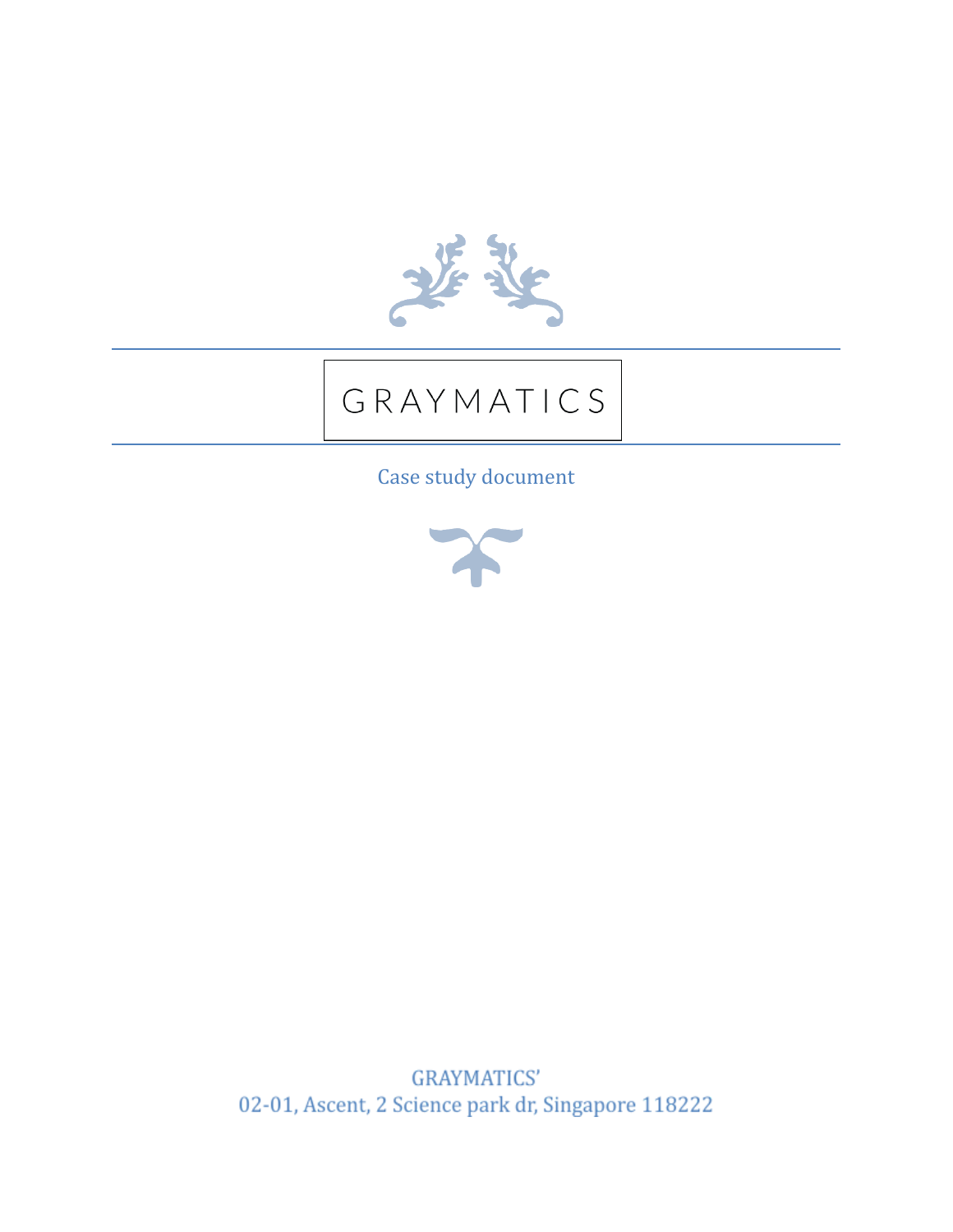# GRAYMATICS

Case study document

GRAYMATICS'
02-01, Ascent, 2 Science park dr, Singapore 118222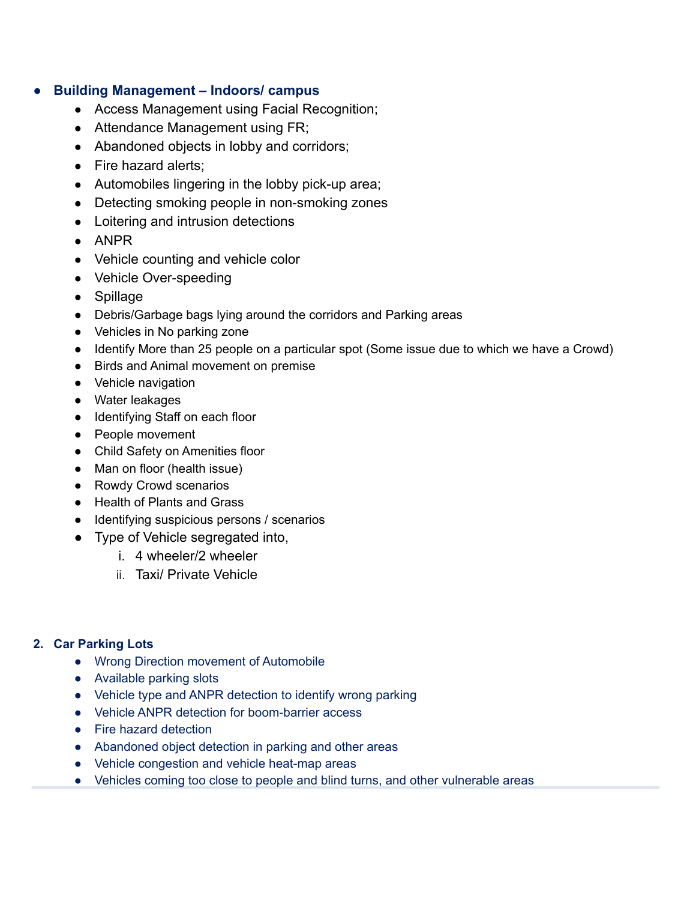- **Building Management – Indoors/ campus**
  - Access Management using Facial Recognition;
  - Attendance Management using FR;
  - Abandoned objects in lobby and corridors;
  - Fire hazard alerts;
  - Automobiles lingering in the lobby pick-up area;
  - Detecting smoking people in non-smoking zones
  - Loitering and intrusion detections
  - ANPR
  - Vehicle counting and vehicle color
  - Vehicle Over-speeding
  - Spillage
  - Debris/Garbage bags lying around the corridors and Parking areas
  - Vehicles in No parking zone
  - Identify More than 25 people on a particular spot (Some issue due to which we have a Crowd)
  - Birds and Animal movement on premise
  - Vehicle navigation
  - Water leakages
  - Identifying Staff on each floor
  - People movement
  - Child Safety on Amenities floor
  - Man on floor (health issue)
  - Rowdy Crowd scenarios
  - Health of Plants and Grass
  - Identifying suspicious persons / scenarios
  - Type of Vehicle segregated into,
    1. 4 wheeler/2 wheeler
    2. Taxi/ Private Vehicle

**2. Car Parking Lots**

- Wrong Direction movement of Automobile
- Available parking slots
- Vehicle type and ANPR detection to identify wrong parking
- Vehicle ANPR detection for boom-barrier access
- Fire hazard detection
- Abandoned object detection in parking and other areas
- Vehicle congestion and vehicle heat-map areas
- Vehicles coming too close to people and blind turns, and other vulnerable areas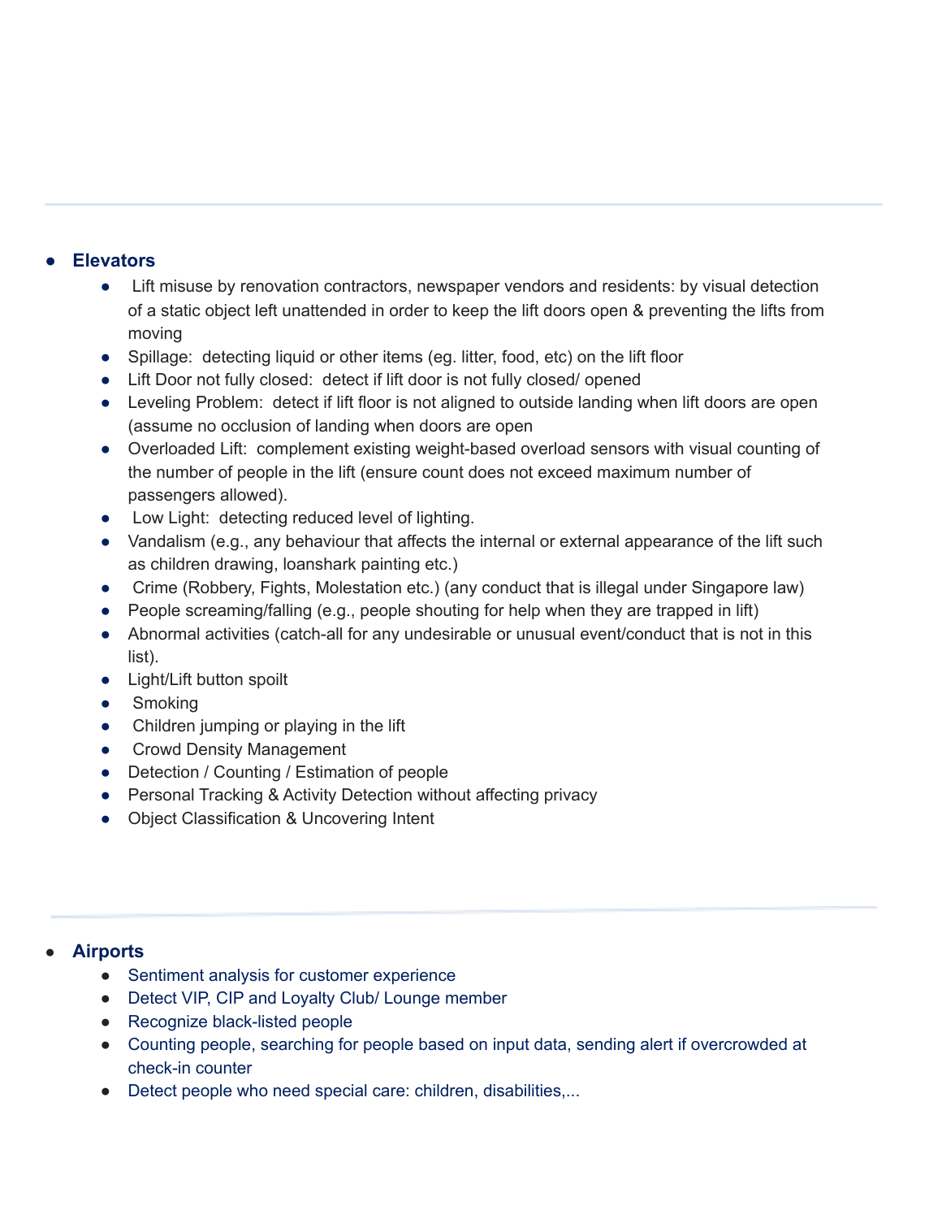- **Elevators**
  - Lift misuse by renovation contractors, newspaper vendors and residents: by visual detection of a static object left unattended in order to keep the lift doors open & preventing the lifts from moving
  - Spillage: detecting liquid or other items (eg. litter, food, etc) on the lift floor
  - Lift Door not fully closed: detect if lift door is not fully closed/ opened
  - Leveling Problem: detect if lift floor is not aligned to outside landing when lift doors are open (assume no occlusion of landing when doors are open
  - Overloaded Lift: complement existing weight-based overload sensors with visual counting of the number of people in the lift (ensure count does not exceed maximum number of passengers allowed).
  - Low Light: detecting reduced level of lighting.
  - Vandalism (e.g., any behaviour that affects the internal or external appearance of the lift such as children drawing, loanshark painting etc.)
  - Crime (Robbery, Fights, Molestation etc.) (any conduct that is illegal under Singapore law)
  - People screaming/falling (e.g., people shouting for help when they are trapped in lift)
  - Abnormal activities (catch-all for any undesirable or unusual event/conduct that is not in this list).
  - Light/Lift button spoilt
  - Smoking
  - Children jumping or playing in the lift
  - Crowd Density Management
  - Detection / Counting / Estimation of people
  - Personal Tracking & Activity Detection without affecting privacy
  - Object Classification & Uncovering Intent

---

- **Airports**
  - Sentiment analysis for customer experience
  - Detect VIP, CIP and Loyalty Club/ Lounge member
  - Recognize black-listed people
  - Counting people, searching for people based on input data, sending alert if overcrowded at check-in counter
  - Detect people who need special care: children, disabilities,...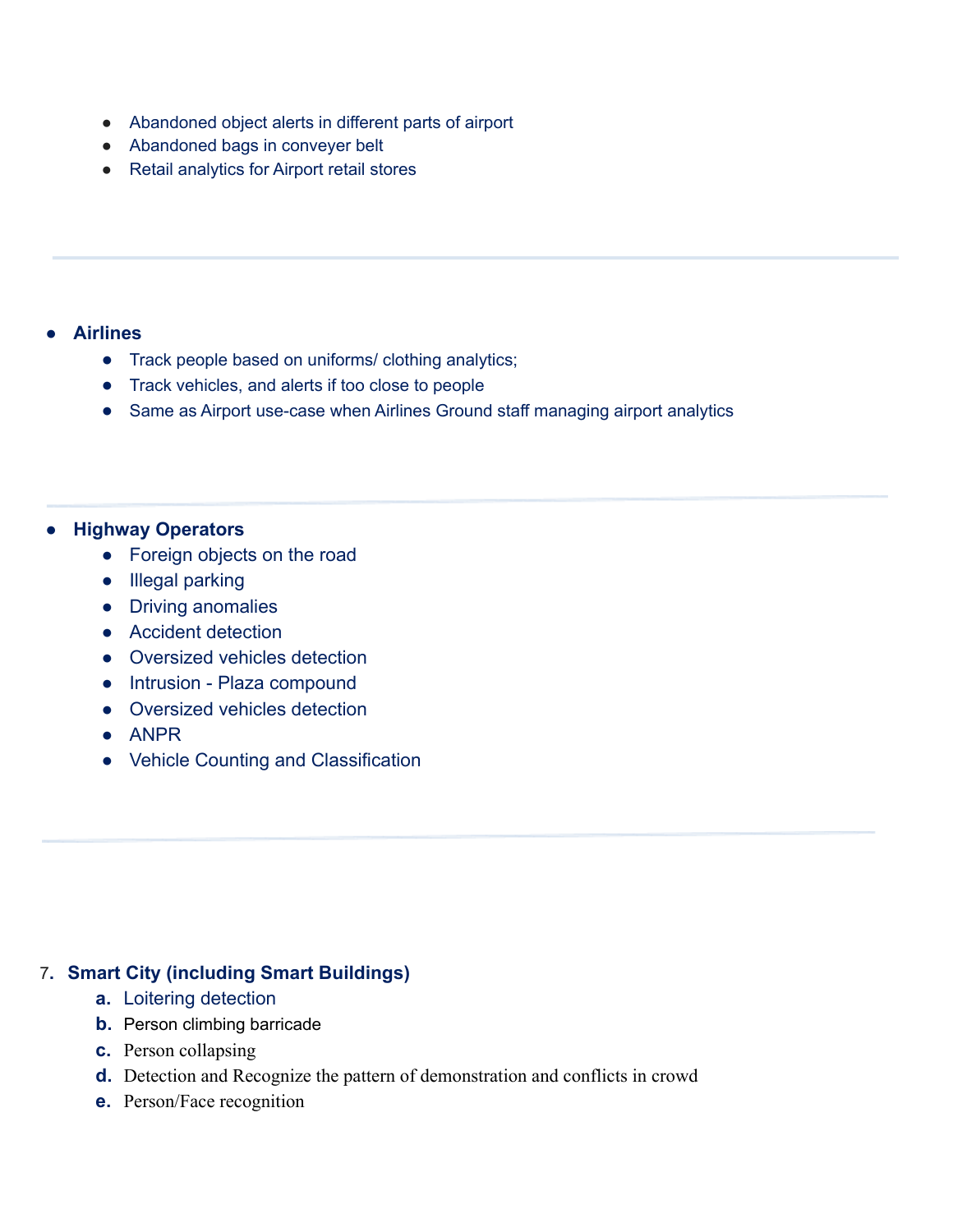- Abandoned object alerts in different parts of airport
- Abandoned bags in conveyer belt
- Retail analytics for Airport retail stores

---

- **Airlines**
    - Track people based on uniforms/ clothing analytics;
    - Track vehicles, and alerts if too close to people
    - Same as Airport use-case when Airlines Ground staff managing airport analytics

---

- **Highway Operators**
    - Foreign objects on the road
    - Illegal parking
    - Driving anomalies
    - Accident detection
    - Oversized vehicles detection
    - Intrusion - Plaza compound
    - Oversized vehicles detection
    - ANPR
    - Vehicle Counting and Classification

---

7. **Smart City (including Smart Buildings)**
    a. Loitering detection
    b. Person climbing barricade
    c. Person collapsing
    d. Detection and Recognize the pattern of demonstration and conflicts in crowd
    e. Person/Face recognition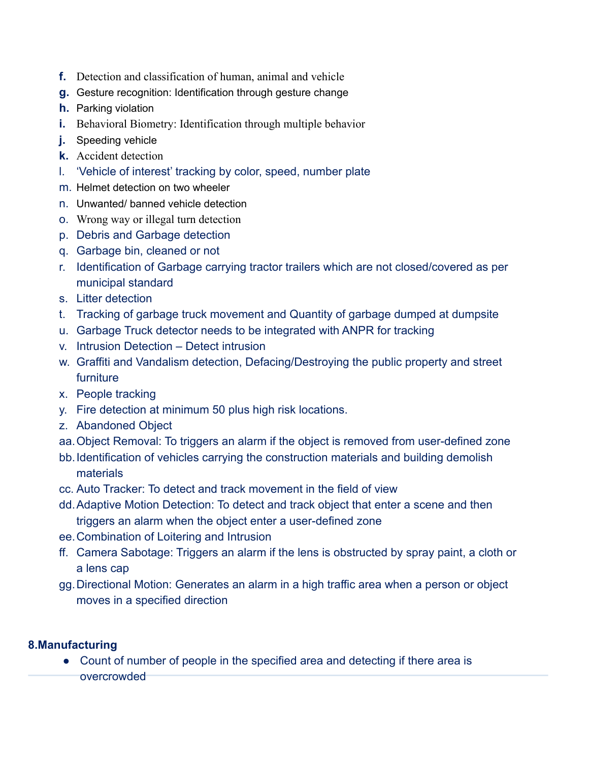f. Detection and classification of human, animal and vehicle
g. Gesture recognition: Identification through gesture change
h. Parking violation
i. Behavioral Biometry: Identification through multiple behavior
j. Speeding vehicle
k. Accident detection
l. 'Vehicle of interest' tracking by color, speed, number plate
m. Helmet detection on two wheeler
n. Unwanted/ banned vehicle detection
o. Wrong way or illegal turn detection
p. Debris and Garbage detection
q. Garbage bin, cleaned or not
r. Identification of Garbage carrying tractor trailers which are not closed/covered as per municipal standard
s. Litter detection
t. Tracking of garbage truck movement and Quantity of garbage dumped at dumpsite
u. Garbage Truck detector needs to be integrated with ANPR for tracking
v. Intrusion Detection – Detect intrusion
w. Graffiti and Vandalism detection, Defacing/Destroying the public property and street furniture
x. People tracking
y. Fire detection at minimum 50 plus high risk locations.
z. Abandoned Object
aa. Object Removal: To triggers an alarm if the object is removed from user-defined zone
bb. Identification of vehicles carrying the construction materials and building demolish materials
cc. Auto Tracker: To detect and track movement in the field of view
dd. Adaptive Motion Detection: To detect and track object that enter a scene and then triggers an alarm when the object enter a user-defined zone
ee. Combination of Loitering and Intrusion
ff. Camera Sabotage: Triggers an alarm if the lens is obstructed by spray paint, a cloth or a lens cap
gg. Directional Motion: Generates an alarm in a high traffic area when a person or object moves in a specified direction

**8.Manufacturing**

- Count of number of people in the specified area and detecting if there area is overcrowded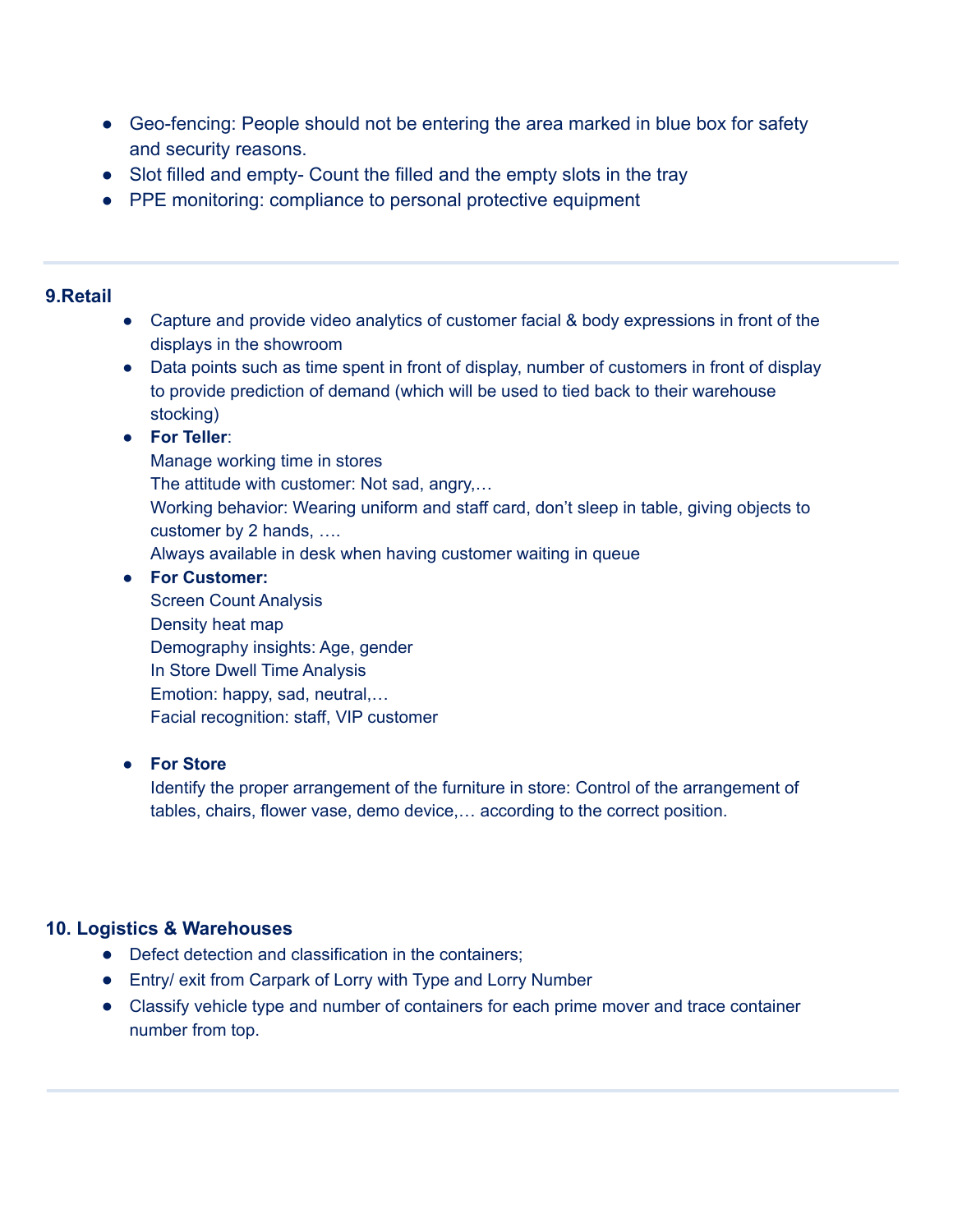- Geo-fencing: People should not be entering the area marked in blue box for safety and security reasons.
- Slot filled and empty- Count the filled and the empty slots in the tray
- PPE monitoring: compliance to personal protective equipment

---

**9.Retail**

- Capture and provide video analytics of customer facial & body expressions in front of the displays in the showroom
- Data points such as time spent in front of display, number of customers in front of display to provide prediction of demand (which will be used to tied back to their warehouse stocking)
- **For Teller**:
  Manage working time in stores
  The attitude with customer: Not sad, angry,…
  Working behavior: Wearing uniform and staff card, don't sleep in table, giving objects to customer by 2 hands, ….
  Always available in desk when having customer waiting in queue
- **For Customer:**
  Screen Count Analysis
  Density heat map
  Demography insights: Age, gender
  In Store Dwell Time Analysis
  Emotion: happy, sad, neutral,…
  Facial recognition: staff, VIP customer

- **For Store**
  Identify the proper arrangement of the furniture in store: Control of the arrangement of tables, chairs, flower vase, demo device,… according to the correct position.

**10. Logistics & Warehouses**

- Defect detection and classification in the containers;
- Entry/ exit from Carpark of Lorry with Type and Lorry Number
- Classify vehicle type and number of containers for each prime mover and trace container number from top.

---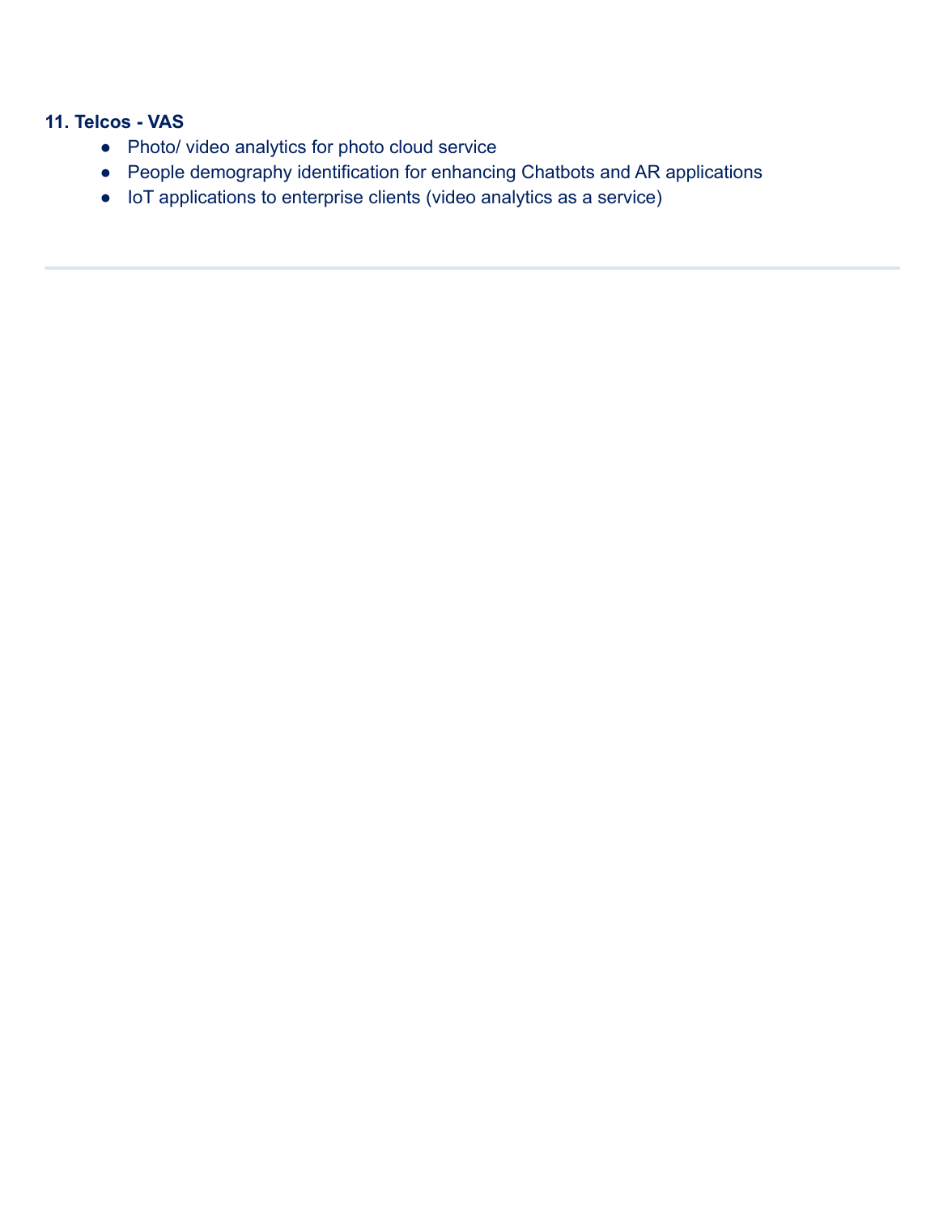**11. Telcos - VAS**

- Photo/ video analytics for photo cloud service
- People demography identification for enhancing Chatbots and AR applications
- IoT applications to enterprise clients (video analytics as a service)

---